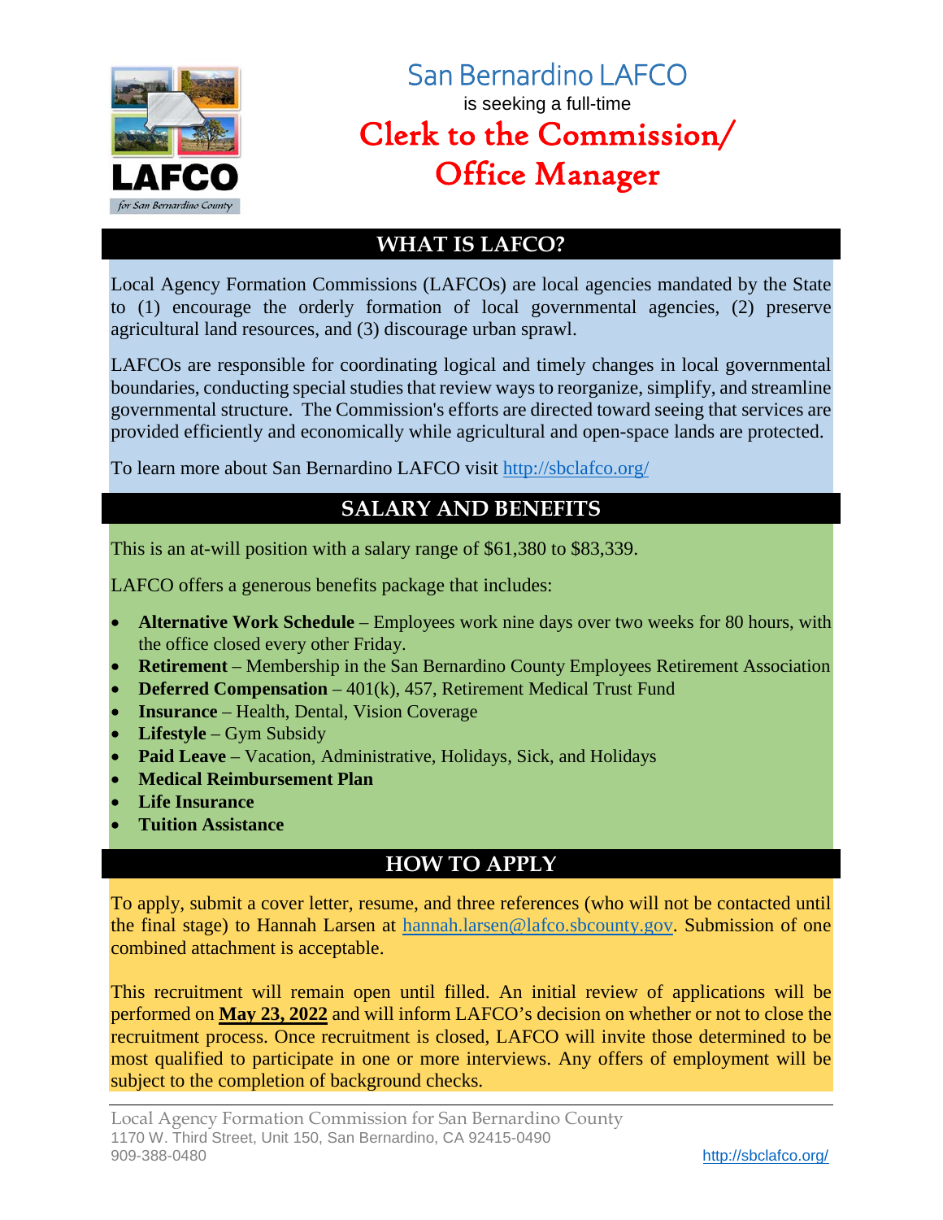San Bernardino LAFCO

is seeking a full-time

# Clerk to the Commission/ Office Manager

## WHAT IS LAFCO?

Local Agency Formation Commissions (LAFCOs) are local agencies mandated by the State to (1) encourage the orderly formation of local governmental agencies, (2) preserve agricultural land resources, and (3) discourage urban sprawl.

LAFCOs are responsible for coordinating logical and timely changes in local governmental boundaries, conducting special studies that review ways to reorganize, simplify, and streamline governmental structure. The Commission's efforts are directed toward seeing that services are provided efficiently and economically while agricultural and open-space lands are protected.

To learn more about San Bernardino LAFCO visit http://sbclafco.org/

## SALARY AND BENEFITS

This is an at-will position with a salary range of $61,380 to $83,339.

LAFCO offers a generous benefits package that includes:

- **Alternative Work Schedule** – Employees work nine days over two weeks for 80 hours, with the office closed every other Friday.
- **Retirement** – Membership in the San Bernardino County Employees Retirement Association
- **Deferred Compensation** – 401(k), 457, Retirement Medical Trust Fund
- **Insurance** – Health, Dental, Vision Coverage
- **Lifestyle** – Gym Subsidy
- **Paid Leave** – Vacation, Administrative, Holidays, Sick, and Holidays
- **Medical Reimbursement Plan**
- **Life Insurance**
- **Tuition Assistance**

## HOW TO APPLY

To apply, submit a cover letter, resume, and three references (who will not be contacted until the final stage) to Hannah Larsen at hannah.larsen@lafco.sbcounty.gov. Submission of one combined attachment is acceptable.

This recruitment will remain open until filled. An initial review of applications will be performed on **May 23, 2022** and will inform LAFCO's decision on whether or not to close the recruitment process. Once recruitment is closed, LAFCO will invite those determined to be most qualified to participate in one or more interviews. Any offers of employment will be subject to the completion of background checks.

Local Agency Formation Commission for San Bernardino County
1170 W. Third Street, Unit 150, San Bernardino, CA 92415-0490
909-388-0480
http://sbclafco.org/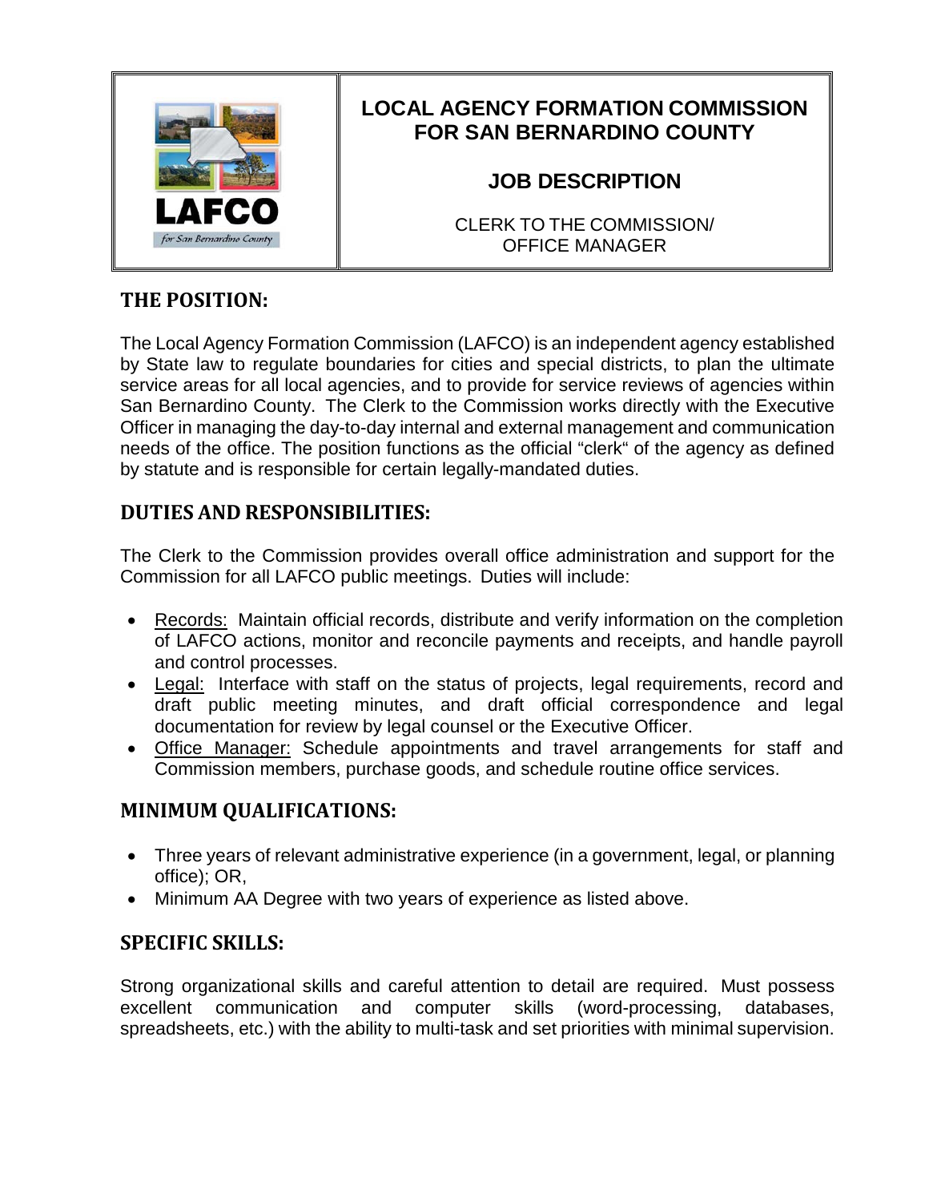# LOCAL AGENCY FORMATION COMMISSION FOR SAN BERNARDINO COUNTY

## JOB DESCRIPTION

CLERK TO THE COMMISSION/
OFFICE MANAGER

## THE POSITION:

The Local Agency Formation Commission (LAFCO) is an independent agency established by State law to regulate boundaries for cities and special districts, to plan the ultimate service areas for all local agencies, and to provide for service reviews of agencies within San Bernardino County. The Clerk to the Commission works directly with the Executive Officer in managing the day-to-day internal and external management and communication needs of the office. The position functions as the official "clerk" of the agency as defined by statute and is responsible for certain legally-mandated duties.

## DUTIES AND RESPONSIBILITIES:

The Clerk to the Commission provides overall office administration and support for the Commission for all LAFCO public meetings. Duties will include:

- Records: Maintain official records, distribute and verify information on the completion of LAFCO actions, monitor and reconcile payments and receipts, and handle payroll and control processes.
- Legal: Interface with staff on the status of projects, legal requirements, record and draft public meeting minutes, and draft official correspondence and legal documentation for review by legal counsel or the Executive Officer.
- Office Manager: Schedule appointments and travel arrangements for staff and Commission members, purchase goods, and schedule routine office services.

## MINIMUM QUALIFICATIONS:

- Three years of relevant administrative experience (in a government, legal, or planning office); OR,
- Minimum AA Degree with two years of experience as listed above.

## SPECIFIC SKILLS:

Strong organizational skills and careful attention to detail are required. Must possess excellent communication and computer skills (word-processing, databases, spreadsheets, etc.) with the ability to multi-task and set priorities with minimal supervision.